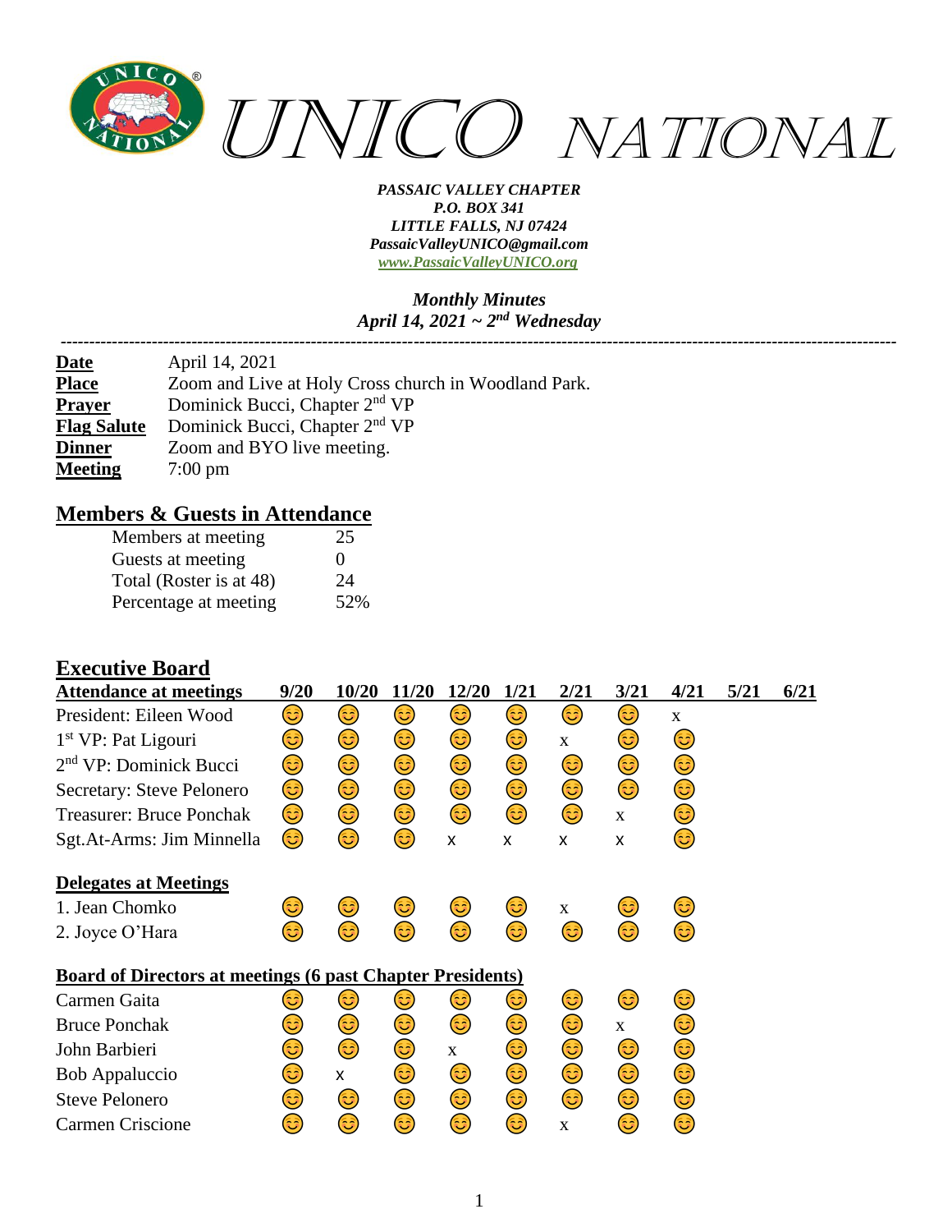# UNICO NATIONAL

***PASSAIC VALLEY CHAPTER***
***P.O. BOX 341***
***LITTLE FALLS, NJ 07424***
***PassaicValleyUNICO@gmail.com***
***www.PassaicValleyUNICO.org***

***Monthly Minutes***
***April 14, 2021 ~ 2nd Wednesday***

---

| | |
|---|---|
| **Date** | April 14, 2021 |
| **Place** | Zoom and Live at Holy Cross church in Woodland Park. |
| **Prayer** | Dominick Bucci, Chapter 2nd VP |
| **Flag Salute** | Dominick Bucci, Chapter 2nd VP |
| **Dinner** | Zoom and BYO live meeting. |
| **Meeting** | 7:00 pm |

## Members & Guests in Attendance

| | |
|---|---|
| Members at meeting | 25 |
| Guests at meeting | 0 |
| Total (Roster is at 48) | 24 |
| Percentage at meeting | 52% |

## Executive Board

| Attendance at meetings | 9/20 | 10/20 | 11/20 | 12/20 | 1/21 | 2/21 | 3/21 | 4/21 | 5/21 | 6/21 |
|---|---|---|---|---|---|---|---|---|---|---|
| President: Eileen Wood | 😊 | 😊 | 😊 | 😊 | 😊 | 😊 | 😊 | x | | |
| 1st VP: Pat Ligouri | 😊 | 😊 | 😊 | 😊 | 😊 | x | 😊 | 😊 | | |
| 2nd VP: Dominick Bucci | 😊 | 😊 | 😊 | 😊 | 😊 | 😊 | 😊 | 😊 | | |
| Secretary: Steve Pelonero | 😊 | 😊 | 😊 | 😊 | 😊 | 😊 | 😊 | 😊 | | |
| Treasurer: Bruce Ponchak | 😊 | 😊 | 😊 | 😊 | 😊 | 😊 | x | 😊 | | |
| Sgt.At-Arms: Jim Minnella | 😊 | 😊 | 😊 | x | x | x | x | 😊 | | |
| **Delegates at Meetings** | | | | | | | | | | |
| 1. Jean Chomko | 😊 | 😊 | 😊 | 😊 | 😊 | x | 😊 | 😊 | | |
| 2. Joyce O'Hara | 😊 | 😊 | 😊 | 😊 | 😊 | 😊 | 😊 | 😊 | | |
| **Board of Directors at meetings (6 past Chapter Presidents)** | | | | | | | | | | |
| Carmen Gaita | 😊 | 😊 | 😊 | 😊 | 😊 | 😊 | 😊 | 😊 | | |
| Bruce Ponchak | 😊 | 😊 | 😊 | 😊 | 😊 | 😊 | x | 😊 | | |
| John Barbieri | 😊 | 😊 | 😊 | x | 😊 | 😊 | 😊 | 😊 | | |
| Bob Appaluccio | 😊 | x | 😊 | 😊 | 😊 | 😊 | 😊 | 😊 | | |
| Steve Pelonero | 😊 | 😊 | 😊 | 😊 | 😊 | 😊 | 😊 | 😊 | | |
| Carmen Criscione | 😊 | 😊 | 😊 | 😊 | 😊 | x | 😊 | 😊 | | |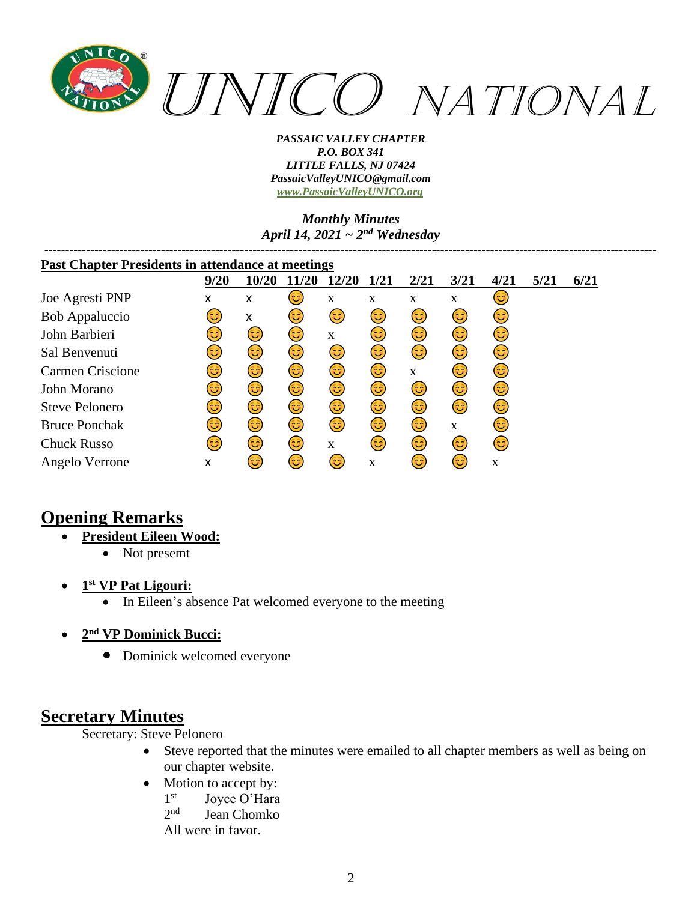*UNICO NATIONAL*

***PASSAIC VALLEY CHAPTER***
***P.O. BOX 341***
***LITTLE FALLS, NJ 07424***
***PassaicValleyUNICO@gmail.com***
***www.PassaicValleyUNICO.org***

***Monthly Minutes***
***April 14, 2021 ~ 2nd Wednesday***

---

**Past Chapter Presidents in attendance at meetings**

| | 9/20 | 10/20 | 11/20 | 12/20 | 1/21 | 2/21 | 3/21 | 4/21 | 5/21 | 6/21 |
|---|---|---|---|---|---|---|---|---|---|---|
| Joe Agresti PNP | x | x | 😊 | x | x | x | x | 😊 | | |
| Bob Appaluccio | 😊 | x | 😊 | 😊 | 😊 | 😊 | 😊 | 😊 | | |
| John Barbieri | 😊 | 😊 | 😊 | x | 😊 | 😊 | 😊 | 😊 | | |
| Sal Benvenuti | 😊 | 😊 | 😊 | 😊 | 😊 | 😊 | 😊 | 😊 | | |
| Carmen Criscione | 😊 | 😊 | 😊 | 😊 | 😊 | x | 😊 | 😊 | | |
| John Morano | 😊 | 😊 | 😊 | 😊 | 😊 | 😊 | 😊 | 😊 | | |
| Steve Pelonero | 😊 | 😊 | 😊 | 😊 | 😊 | 😊 | 😊 | 😊 | | |
| Bruce Ponchak | 😊 | 😊 | 😊 | 😊 | 😊 | 😊 | x | 😊 | | |
| Chuck Russo | 😊 | 😊 | 😊 | x | 😊 | 😊 | 😊 | 😊 | | |
| Angelo Verrone | x | 😊 | 😊 | 😊 | x | 😊 | 😊 | x | | |

## Opening Remarks

- **President Eileen Wood:**
  - Not presemt
- **1st VP Pat Ligouri:**
  - In Eileen's absence Pat welcomed everyone to the meeting
- **2nd VP Dominick Bucci:**
  - Dominick welcomed everyone

## Secretary Minutes

Secretary: Steve Pelonero

- Steve reported that the minutes were emailed to all chapter members as well as being on our chapter website.
- Motion to accept by:
  1st Joyce O'Hara
  2nd Jean Chomko
  All were in favor.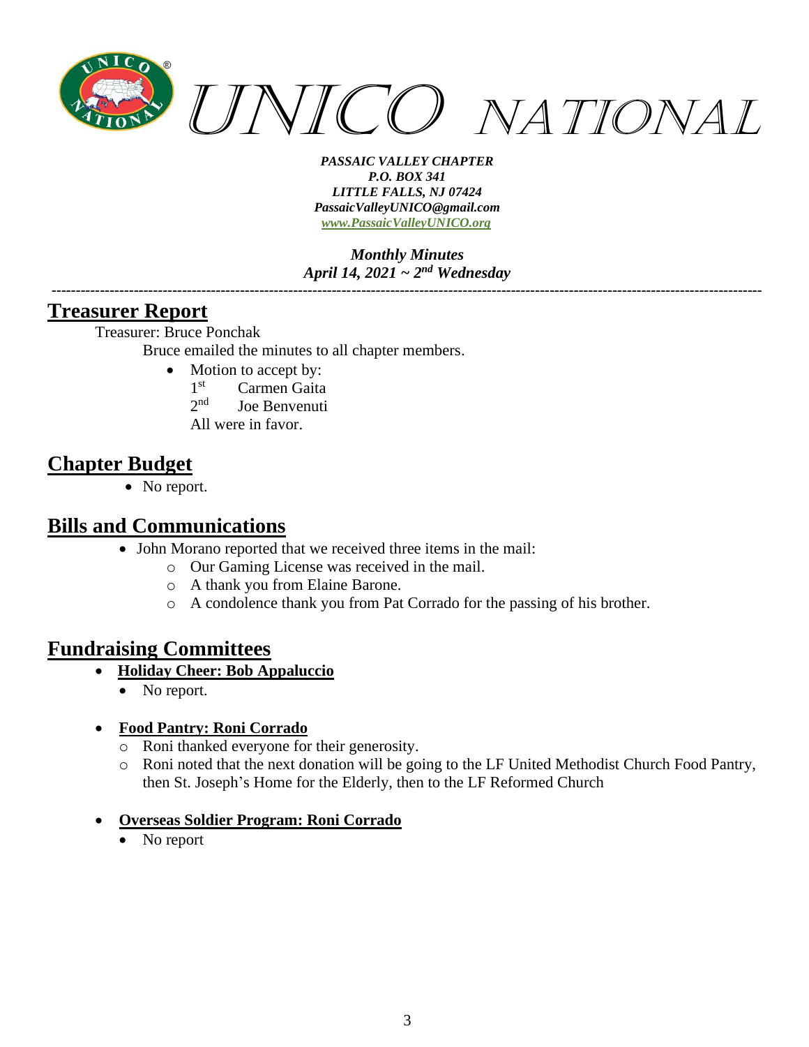## Treasurer Report

Treasurer: Bruce Ponchak

Bruce emailed the minutes to all chapter members.

- Motion to accept by:
  1st Carmen Gaita
  2nd Joe Benvenuti
  All were in favor.

## Chapter Budget

- No report.

## Bills and Communications

- John Morano reported that we received three items in the mail:
  - Our Gaming License was received in the mail.
  - A thank you from Elaine Barone.
  - A condolence thank you from Pat Corrado for the passing of his brother.

## Fundraising Committees

- **Holiday Cheer: Bob Appaluccio**
  - No report.

- **Food Pantry: Roni Corrado**
  - Roni thanked everyone for their generosity.
  - Roni noted that the next donation will be going to the LF United Methodist Church Food Pantry, then St. Joseph's Home for the Elderly, then to the LF Reformed Church

- **Overseas Soldier Program: Roni Corrado**
  - No report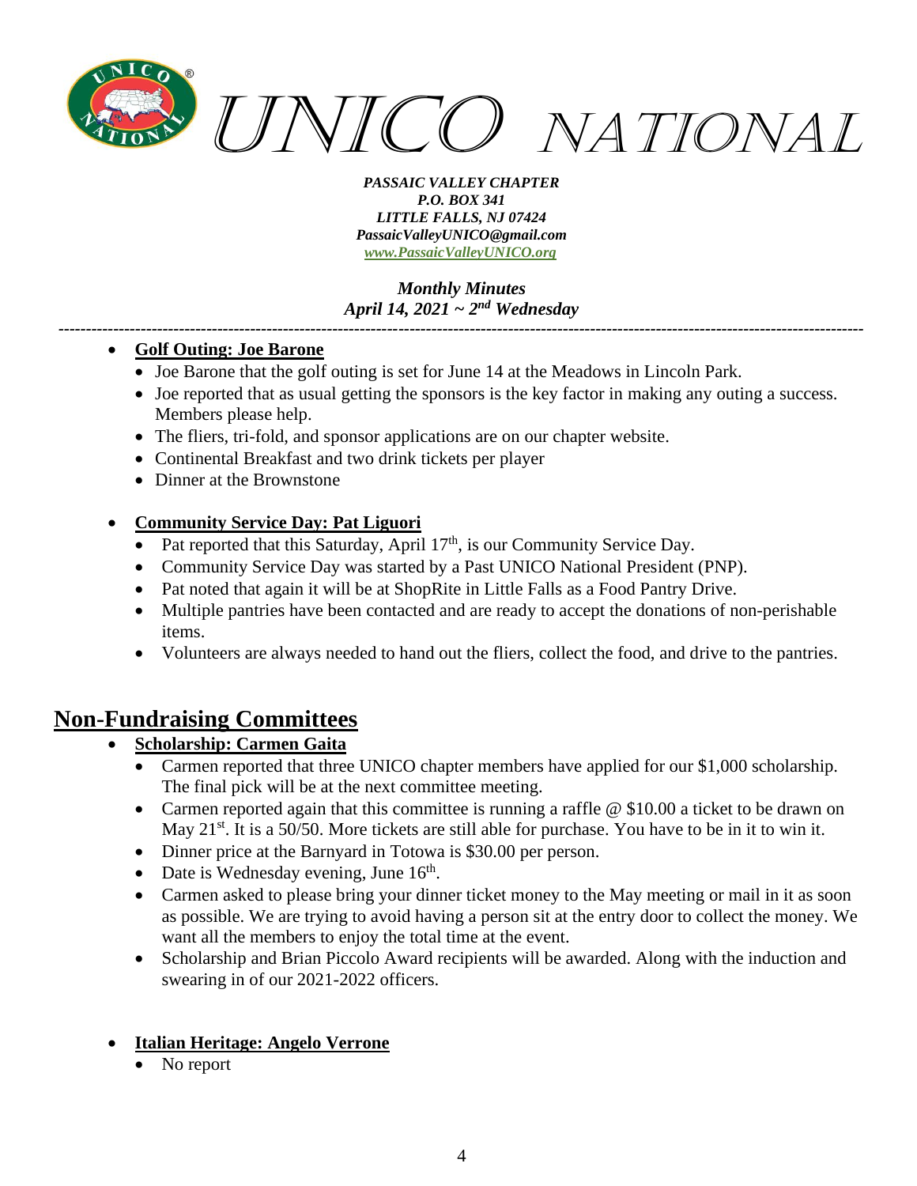- **Golf Outing: Joe Barone**
  - Joe Barone that the golf outing is set for June 14 at the Meadows in Lincoln Park.
  - Joe reported that as usual getting the sponsors is the key factor in making any outing a success. Members please help.
  - The fliers, tri-fold, and sponsor applications are on our chapter website.
  - Continental Breakfast and two drink tickets per player
  - Dinner at the Brownstone

- **Community Service Day: Pat Liguori**
  - Pat reported that this Saturday, April 17th, is our Community Service Day.
  - Community Service Day was started by a Past UNICO National President (PNP).
  - Pat noted that again it will be at ShopRite in Little Falls as a Food Pantry Drive.
  - Multiple pantries have been contacted and are ready to accept the donations of non-perishable items.
  - Volunteers are always needed to hand out the fliers, collect the food, and drive to the pantries.

# Non-Fundraising Committees

- **Scholarship: Carmen Gaita**
  - Carmen reported that three UNICO chapter members have applied for our $1,000 scholarship. The final pick will be at the next committee meeting.
  - Carmen reported again that this committee is running a raffle @ $10.00 a ticket to be drawn on May 21st. It is a 50/50. More tickets are still able for purchase. You have to be in it to win it.
  - Dinner price at the Barnyard in Totowa is $30.00 per person.
  - Date is Wednesday evening, June 16th.
  - Carmen asked to please bring your dinner ticket money to the May meeting or mail in it as soon as possible. We are trying to avoid having a person sit at the entry door to collect the money. We want all the members to enjoy the total time at the event.
  - Scholarship and Brian Piccolo Award recipients will be awarded. Along with the induction and swearing in of our 2021-2022 officers.

- **Italian Heritage: Angelo Verrone**
  - No report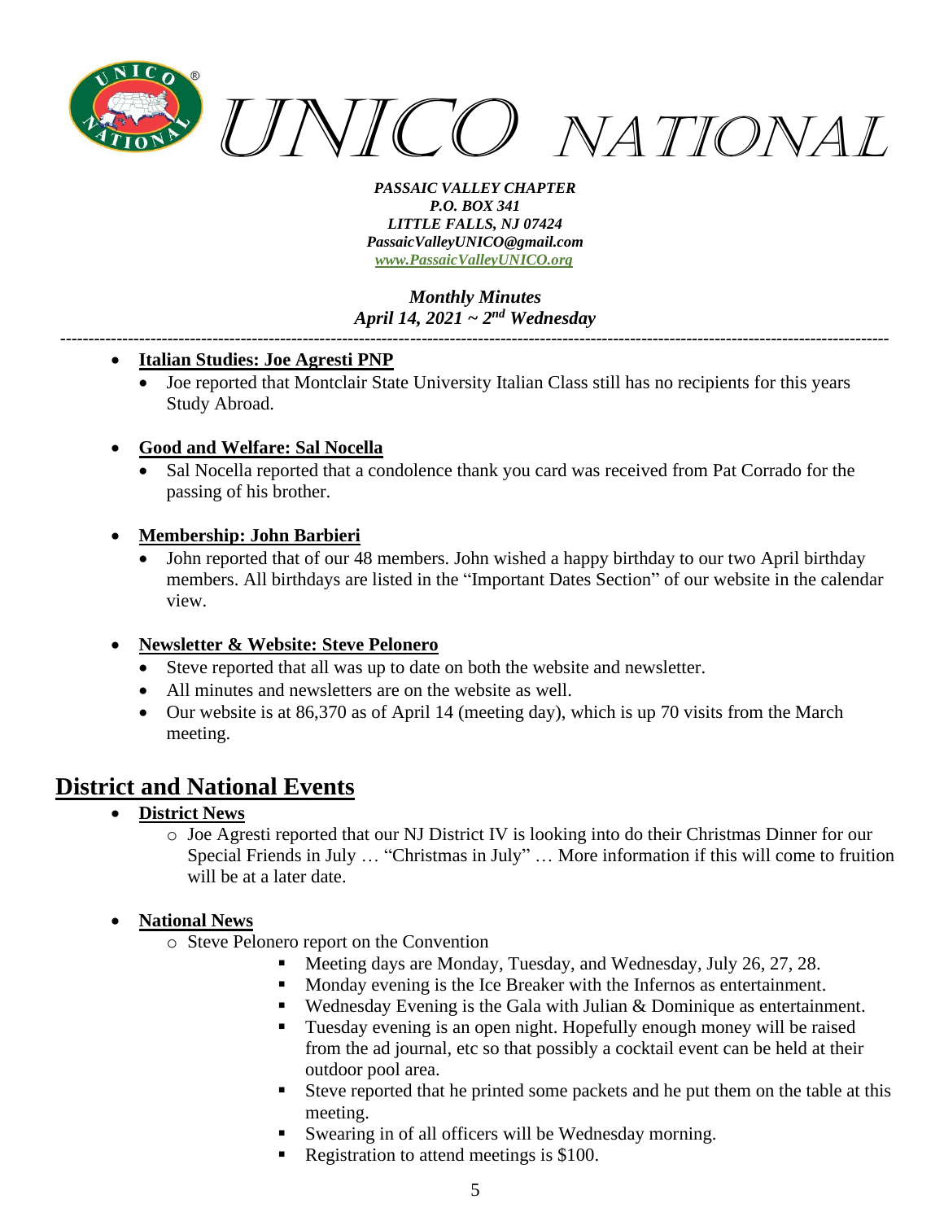- **Italian Studies: Joe Agresti PNP**
  - Joe reported that Montclair State University Italian Class still has no recipients for this years Study Abroad.

- **Good and Welfare: Sal Nocella**
  - Sal Nocella reported that a condolence thank you card was received from Pat Corrado for the passing of his brother.

- **Membership: John Barbieri**
  - John reported that of our 48 members. John wished a happy birthday to our two April birthday members. All birthdays are listed in the "Important Dates Section" of our website in the calendar view.

- **Newsletter & Website: Steve Pelonero**
  - Steve reported that all was up to date on both the website and newsletter.
  - All minutes and newsletters are on the website as well.
  - Our website is at 86,370 as of April 14 (meeting day), which is up 70 visits from the March meeting.

## District and National Events

- **District News**
  - Joe Agresti reported that our NJ District IV is looking into do their Christmas Dinner for our Special Friends in July … "Christmas in July" … More information if this will come to fruition will be at a later date.

- **National News**
  - Steve Pelonero report on the Convention
    - Meeting days are Monday, Tuesday, and Wednesday, July 26, 27, 28.
    - Monday evening is the Ice Breaker with the Infernos as entertainment.
    - Wednesday Evening is the Gala with Julian & Dominique as entertainment.
    - Tuesday evening is an open night. Hopefully enough money will be raised from the ad journal, etc so that possibly a cocktail event can be held at their outdoor pool area.
    - Steve reported that he printed some packets and he put them on the table at this meeting.
    - Swearing in of all officers will be Wednesday morning.
    - Registration to attend meetings is $100.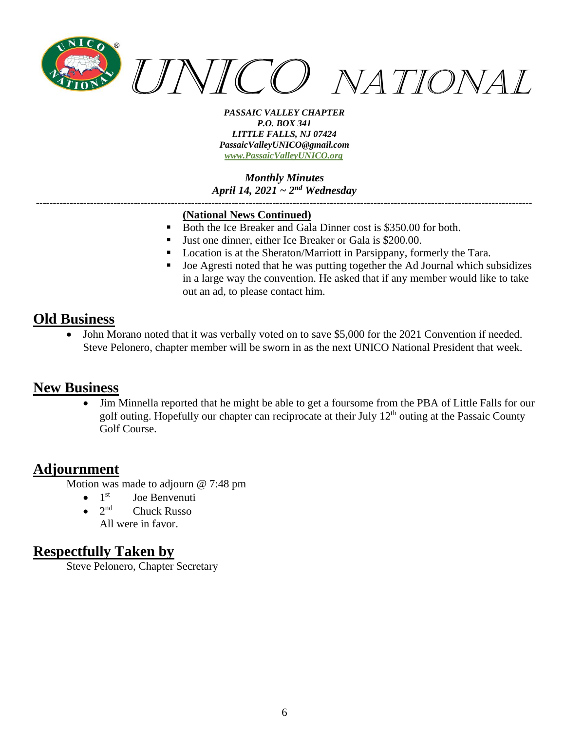*PASSAIC VALLEY CHAPTER*
*P.O. BOX 341*
*LITTLE FALLS, NJ 07424*
*PassaicValleyUNICO@gmail.com*
*www.PassaicValleyUNICO.org*

*Monthly Minutes*
*April 14, 2021 ~ 2nd Wednesday*

---

**(National News Continued)**

- Both the Ice Breaker and Gala Dinner cost is $350.00 for both.
- Just one dinner, either Ice Breaker or Gala is $200.00.
- Location is at the Sheraton/Marriott in Parsippany, formerly the Tara.
- Joe Agresti noted that he was putting together the Ad Journal which subsidizes in a large way the convention. He asked that if any member would like to take out an ad, to please contact him.

## Old Business

- John Morano noted that it was verbally voted on to save $5,000 for the 2021 Convention if needed. Steve Pelonero, chapter member will be sworn in as the next UNICO National President that week.

## New Business

- Jim Minnella reported that he might be able to get a foursome from the PBA of Little Falls for our golf outing. Hopefully our chapter can reciprocate at their July 12th outing at the Passaic County Golf Course.

## Adjournment

Motion was made to adjourn @ 7:48 pm

- 1st Joe Benvenuti
- 2nd Chuck Russo

All were in favor.

## Respectfully Taken by

Steve Pelonero, Chapter Secretary